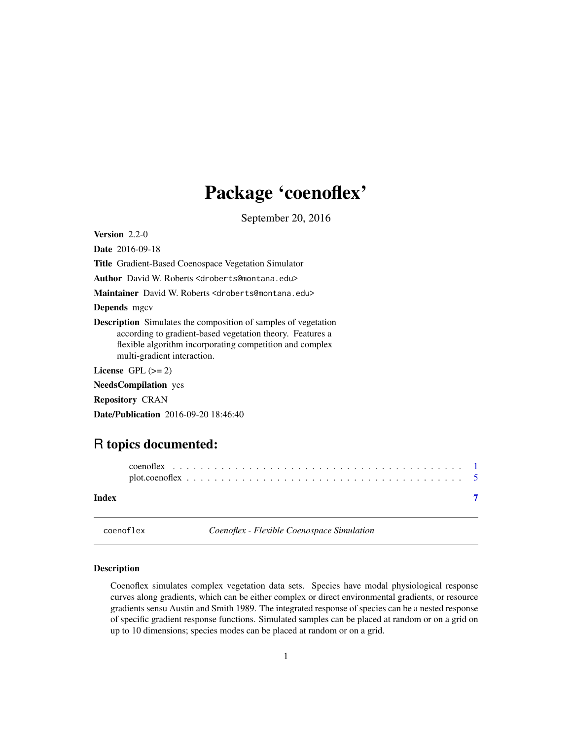# Package 'coenoflex'

September 20, 2016

**Version** 2.2-0

**Date** 2016-09-18

**Title** Gradient-Based Coenospace Vegetation Simulator

**Author** David W. Roberts <droberts@montana.edu>

**Maintainer** David W. Roberts <droberts@montana.edu>

**Depends** mgcv

**Description** Simulates the composition of samples of vegetation according to gradient-based vegetation theory. Features a flexible algorithm incorporating competition and complex multi-gradient interaction.

**License** GPL (>= 2)

**NeedsCompilation** yes

**Repository** CRAN

**Date/Publication** 2016-09-20 18:46:40

## R topics documented:

coenoflex . . . . . . . . . . . . . . . . . . . . . . . . . . . . . . . . . . . . . . . . . . 1
plot.coenoflex . . . . . . . . . . . . . . . . . . . . . . . . . . . . . . . . . . . . . . . 5

**Index** **7**

---

coenoflex *Coenoflex - Flexible Coenospace Simulation*

---

### Description

Coenoflex simulates complex vegetation data sets. Species have modal physiological response curves along gradients, which can be either complex or direct environmental gradients, or resource gradients sensu Austin and Smith 1989. The integrated response of species can be a nested response of specific gradient response functions. Simulated samples can be placed at random or on a grid on up to 10 dimensions; species modes can be placed at random or on a grid.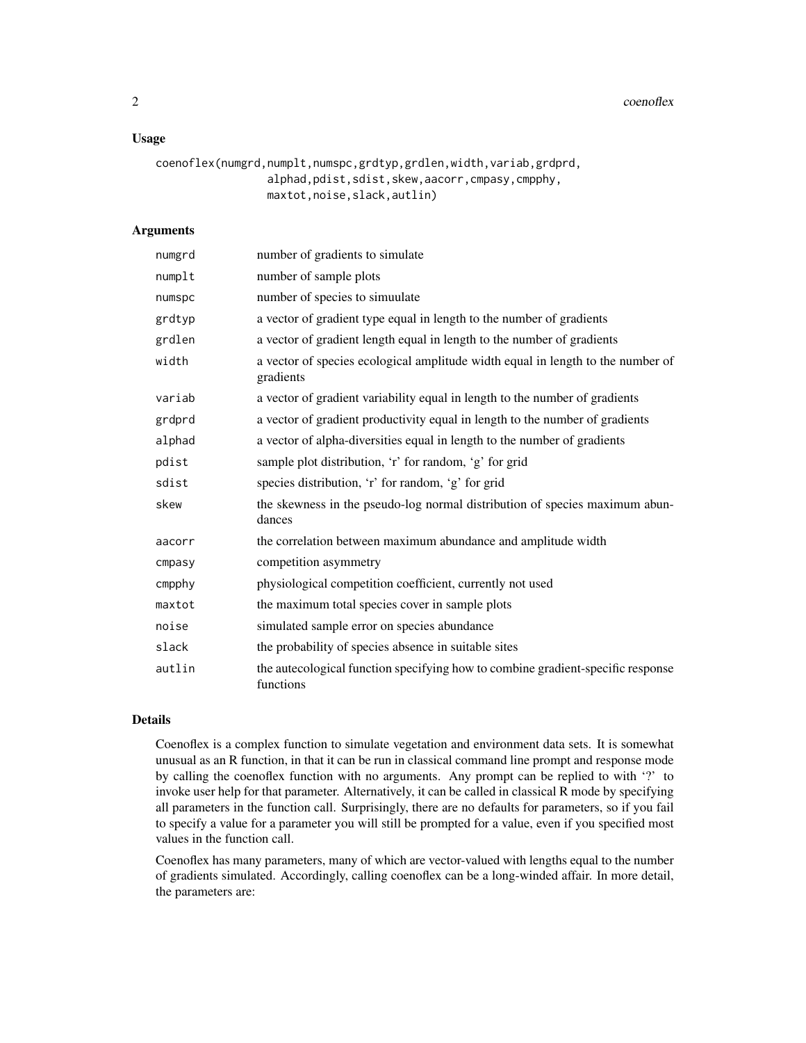## Usage

```
coenoflex(numgrd,numplt,numspc,grdtyp,grdlen,width,variab,grdprd,
                 alphad,pdist,sdist,skew,aacorr,cmpasy,cmpphy,
                 maxtot,noise,slack,autlin)
```

## Arguments

| | |
|---|---|
| numgrd | number of gradients to simulate |
| numplt | number of sample plots |
| numspc | number of species to simuulate |
| grdtyp | a vector of gradient type equal in length to the number of gradients |
| grdlen | a vector of gradient length equal in length to the number of gradients |
| width | a vector of species ecological amplitude width equal in length to the number of gradients |
| variab | a vector of gradient variability equal in length to the number of gradients |
| grdprd | a vector of gradient productivity equal in length to the number of gradients |
| alphad | a vector of alpha-diversities equal in length to the number of gradients |
| pdist | sample plot distribution, 'r' for random, 'g' for grid |
| sdist | species distribution, 'r' for random, 'g' for grid |
| skew | the skewness in the pseudo-log normal distribution of species maximum abundances |
| aacorr | the correlation between maximum abundance and amplitude width |
| cmpasy | competition asymmetry |
| cmpphy | physiological competition coefficient, currently not used |
| maxtot | the maximum total species cover in sample plots |
| noise | simulated sample error on species abundance |
| slack | the probability of species absence in suitable sites |
| autlin | the autecological function specifying how to combine gradient-specific response functions |

## Details

Coenoflex is a complex function to simulate vegetation and environment data sets. It is somewhat unusual as an R function, in that it can be run in classical command line prompt and response mode by calling the coenoflex function with no arguments. Any prompt can be replied to with '?' to invoke user help for that parameter. Alternatively, it can be called in classical R mode by specifying all parameters in the function call. Surprisingly, there are no defaults for parameters, so if you fail to specify a value for a parameter you will still be prompted for a value, even if you specified most values in the function call.

Coenoflex has many parameters, many of which are vector-valued with lengths equal to the number of gradients simulated. Accordingly, calling coenoflex can be a long-winded affair. In more detail, the parameters are: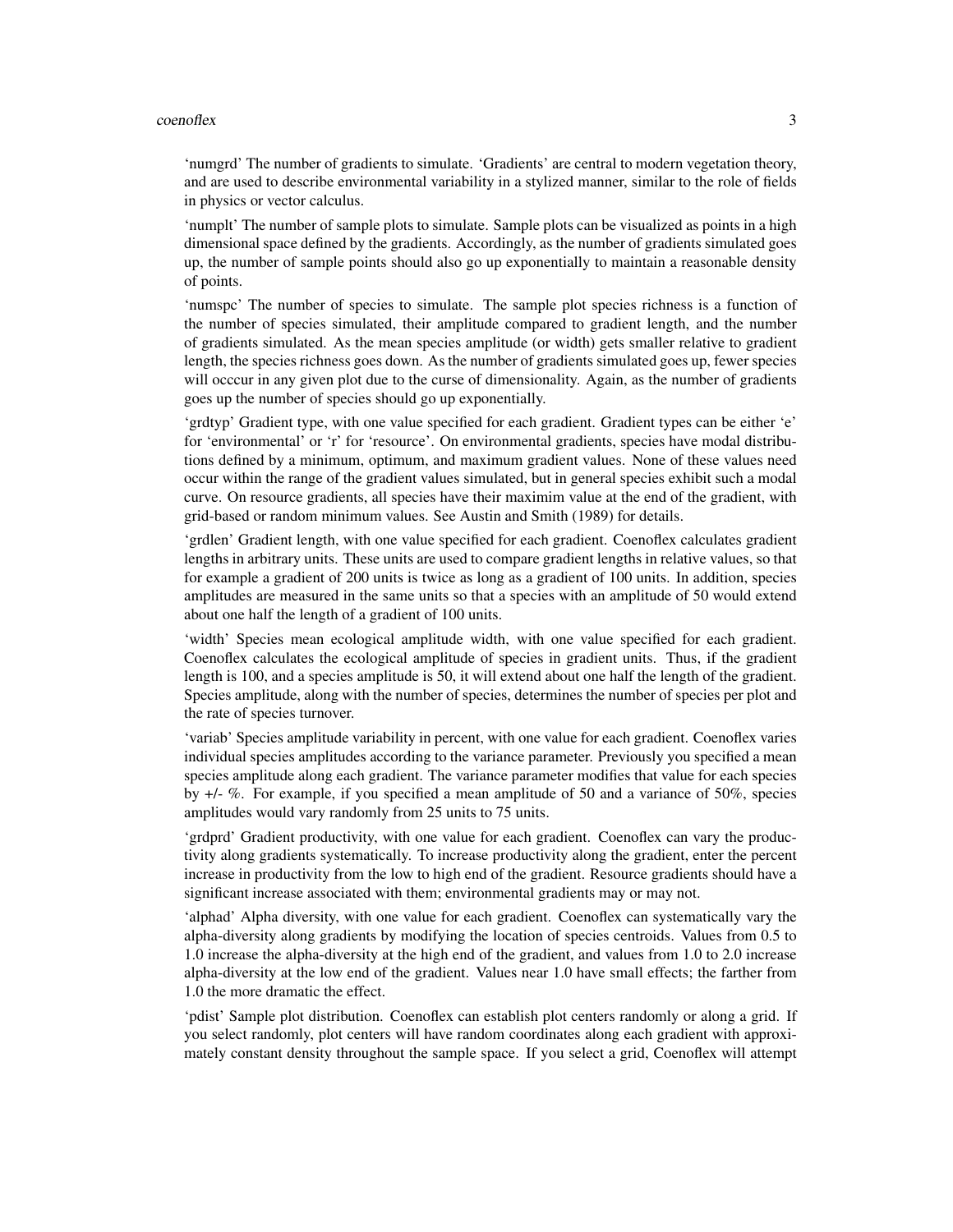'numgrd' The number of gradients to simulate. 'Gradients' are central to modern vegetation theory, and are used to describe environmental variability in a stylized manner, similar to the role of fields in physics or vector calculus.

'numplt' The number of sample plots to simulate. Sample plots can be visualized as points in a high dimensional space defined by the gradients. Accordingly, as the number of gradients simulated goes up, the number of sample points should also go up exponentially to maintain a reasonable density of points.

'numspc' The number of species to simulate. The sample plot species richness is a function of the number of species simulated, their amplitude compared to gradient length, and the number of gradients simulated. As the mean species amplitude (or width) gets smaller relative to gradient length, the species richness goes down. As the number of gradients simulated goes up, fewer species will occcur in any given plot due to the curse of dimensionality. Again, as the number of gradients goes up the number of species should go up exponentially.

'grdtyp' Gradient type, with one value specified for each gradient. Gradient types can be either 'e' for 'environmental' or 'r' for 'resource'. On environmental gradients, species have modal distributions defined by a minimum, optimum, and maximum gradient values. None of these values need occur within the range of the gradient values simulated, but in general species exhibit such a modal curve. On resource gradients, all species have their maximim value at the end of the gradient, with grid-based or random minimum values. See Austin and Smith (1989) for details.

'grdlen' Gradient length, with one value specified for each gradient. Coenoflex calculates gradient lengths in arbitrary units. These units are used to compare gradient lengths in relative values, so that for example a gradient of 200 units is twice as long as a gradient of 100 units. In addition, species amplitudes are measured in the same units so that a species with an amplitude of 50 would extend about one half the length of a gradient of 100 units.

'width' Species mean ecological amplitude width, with one value specified for each gradient. Coenoflex calculates the ecological amplitude of species in gradient units. Thus, if the gradient length is 100, and a species amplitude is 50, it will extend about one half the length of the gradient. Species amplitude, along with the number of species, determines the number of species per plot and the rate of species turnover.

'variab' Species amplitude variability in percent, with one value for each gradient. Coenoflex varies individual species amplitudes according to the variance parameter. Previously you specified a mean species amplitude along each gradient. The variance parameter modifies that value for each species by +/- %. For example, if you specified a mean amplitude of 50 and a variance of 50%, species amplitudes would vary randomly from 25 units to 75 units.

'grdprd' Gradient productivity, with one value for each gradient. Coenoflex can vary the productivity along gradients systematically. To increase productivity along the gradient, enter the percent increase in productivity from the low to high end of the gradient. Resource gradients should have a significant increase associated with them; environmental gradients may or may not.

'alphad' Alpha diversity, with one value for each gradient. Coenoflex can systematically vary the alpha-diversity along gradients by modifying the location of species centroids. Values from 0.5 to 1.0 increase the alpha-diversity at the high end of the gradient, and values from 1.0 to 2.0 increase alpha-diversity at the low end of the gradient. Values near 1.0 have small effects; the farther from 1.0 the more dramatic the effect.

'pdist' Sample plot distribution. Coenoflex can establish plot centers randomly or along a grid. If you select randomly, plot centers will have random coordinates along each gradient with approximately constant density throughout the sample space. If you select a grid, Coenoflex will attempt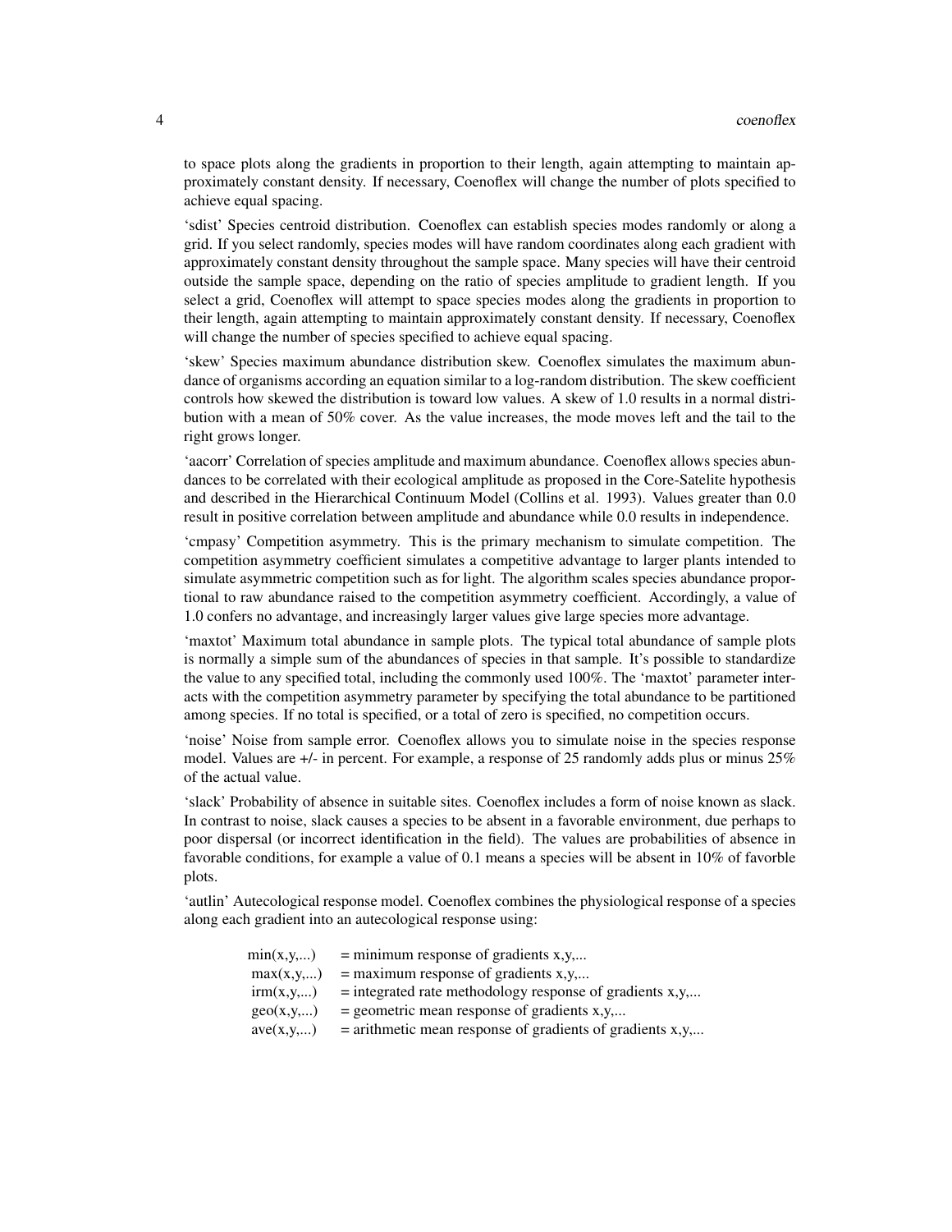to space plots along the gradients in proportion to their length, again attempting to maintain approximately constant density. If necessary, Coenoflex will change the number of plots specified to achieve equal spacing.

'sdist' Species centroid distribution. Coenoflex can establish species modes randomly or along a grid. If you select randomly, species modes will have random coordinates along each gradient with approximately constant density throughout the sample space. Many species will have their centroid outside the sample space, depending on the ratio of species amplitude to gradient length. If you select a grid, Coenoflex will attempt to space species modes along the gradients in proportion to their length, again attempting to maintain approximately constant density. If necessary, Coenoflex will change the number of species specified to achieve equal spacing.

'skew' Species maximum abundance distribution skew. Coenoflex simulates the maximum abundance of organisms according an equation similar to a log-random distribution. The skew coefficient controls how skewed the distribution is toward low values. A skew of 1.0 results in a normal distribution with a mean of 50% cover. As the value increases, the mode moves left and the tail to the right grows longer.

'aacorr' Correlation of species amplitude and maximum abundance. Coenoflex allows species abundances to be correlated with their ecological amplitude as proposed in the Core-Satelite hypothesis and described in the Hierarchical Continuum Model (Collins et al. 1993). Values greater than 0.0 result in positive correlation between amplitude and abundance while 0.0 results in independence.

'cmpasy' Competition asymmetry. This is the primary mechanism to simulate competition. The competition asymmetry coefficient simulates a competitive advantage to larger plants intended to simulate asymmetric competition such as for light. The algorithm scales species abundance proportional to raw abundance raised to the competition asymmetry coefficient. Accordingly, a value of 1.0 confers no advantage, and increasingly larger values give large species more advantage.

'maxtot' Maximum total abundance in sample plots. The typical total abundance of sample plots is normally a simple sum of the abundances of species in that sample. It's possible to standardize the value to any specified total, including the commonly used 100%. The 'maxtot' parameter interacts with the competition asymmetry parameter by specifying the total abundance to be partitioned among species. If no total is specified, or a total of zero is specified, no competition occurs.

'noise' Noise from sample error. Coenoflex allows you to simulate noise in the species response model. Values are +/- in percent. For example, a response of 25 randomly adds plus or minus 25% of the actual value.

'slack' Probability of absence in suitable sites. Coenoflex includes a form of noise known as slack. In contrast to noise, slack causes a species to be absent in a favorable environment, due perhaps to poor dispersal (or incorrect identification in the field). The values are probabilities of absence in favorable conditions, for example a value of 0.1 means a species will be absent in 10% of favorble plots.

'autlin' Autecological response model. Coenoflex combines the physiological response of a species along each gradient into an autecological response using:

| | |
|---|---|
| min(x,y,...) | = minimum response of gradients x,y,... |
| max(x,y,...) | = maximum response of gradients x,y,... |
| irm(x,y,...) | = integrated rate methodology response of gradients x,y,... |
| geo(x,y,...) | = geometric mean response of gradients x,y,... |
| ave(x,y,...) | = arithmetic mean response of gradients of gradients x,y,... |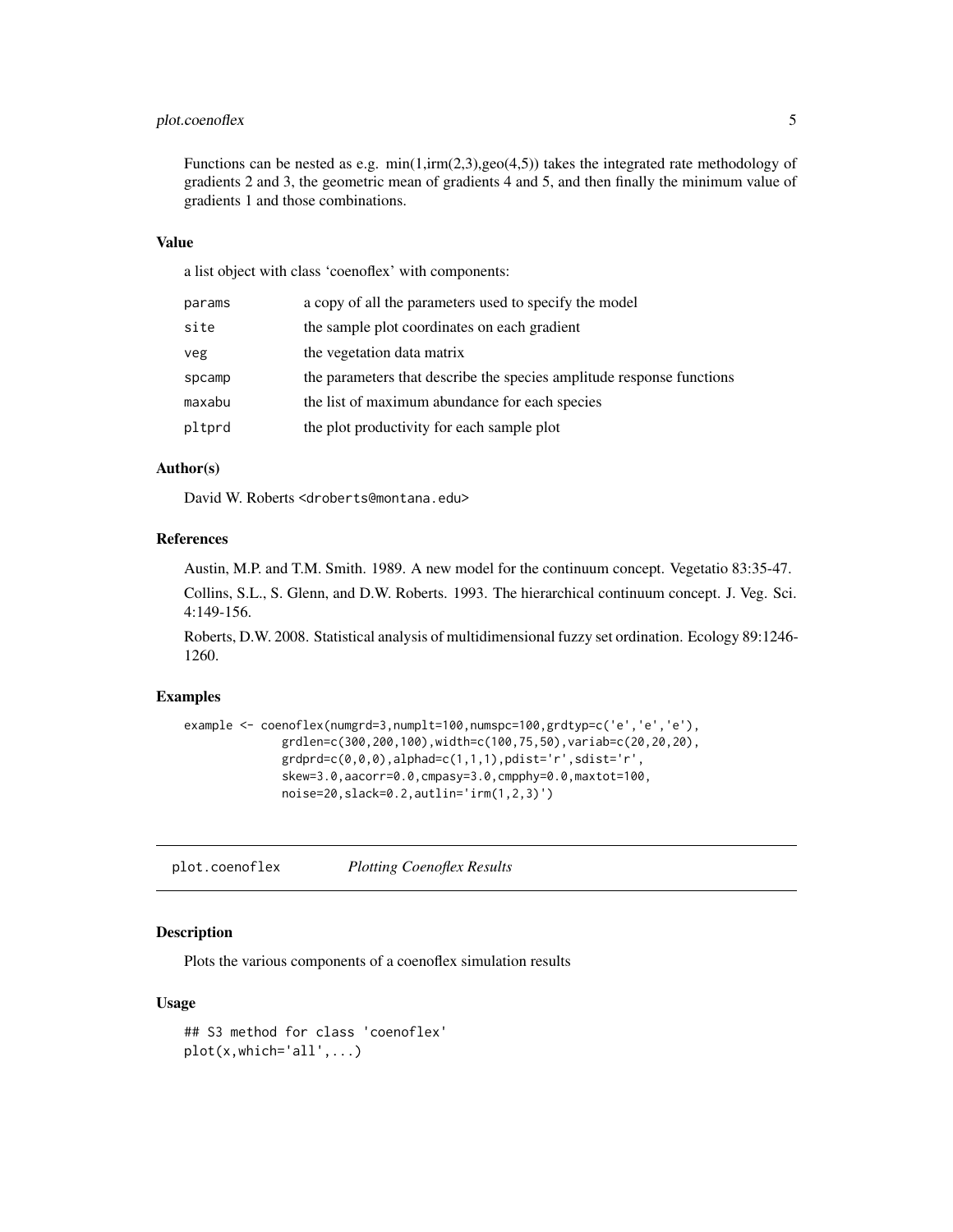Functions can be nested as e.g. min(1,irm(2,3),geo(4,5)) takes the integrated rate methodology of gradients 2 and 3, the geometric mean of gradients 4 and 5, and then finally the minimum value of gradients 1 and those combinations.

### Value

a list object with class 'coenoflex' with components:

| | |
|---|---|
| `params` | a copy of all the parameters used to specify the model |
| `site` | the sample plot coordinates on each gradient |
| `veg` | the vegetation data matrix |
| `spcamp` | the parameters that describe the species amplitude response functions |
| `maxabu` | the list of maximum abundance for each species |
| `pltprd` | the plot productivity for each sample plot |

### Author(s)

David W. Roberts <droberts@montana.edu>

### References

Austin, M.P. and T.M. Smith. 1989. A new model for the continuum concept. Vegetatio 83:35-47.

Collins, S.L., S. Glenn, and D.W. Roberts. 1993. The hierarchical continuum concept. J. Veg. Sci. 4:149-156.

Roberts, D.W. 2008. Statistical analysis of multidimensional fuzzy set ordination. Ecology 89:1246-1260.

### Examples

```
example <- coenoflex(numgrd=3,numplt=100,numspc=100,grdtyp=c('e','e','e'),
             grdlen=c(300,200,100),width=c(100,75,50),variab=c(20,20,20),
             grdprd=c(0,0,0),alphad=c(1,1,1),pdist='r',sdist='r',
             skew=3.0,aacorr=0.0,cmpasy=3.0,cmpphy=0.0,maxtot=100,
             noise=20,slack=0.2,autlin='irm(1,2,3)')
```

## plot.coenoflex    *Plotting Coenoflex Results*

### Description

Plots the various components of a coenoflex simulation results

### Usage

```
## S3 method for class 'coenoflex'
plot(x,which='all',...)
```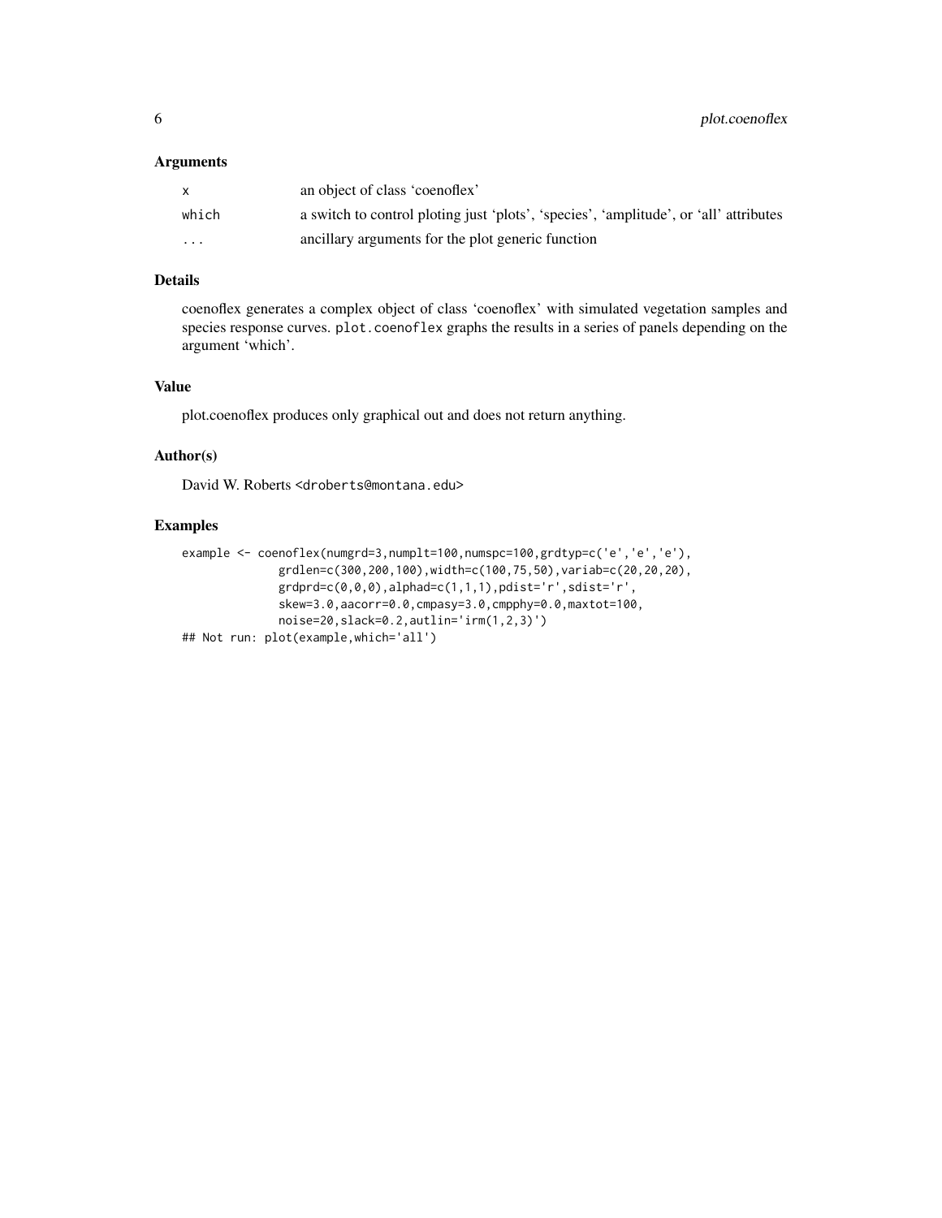## Arguments

| | |
|---|---|
| `x` | an object of class 'coenoflex' |
| `which` | a switch to control ploting just 'plots', 'species', 'amplitude', or 'all' attributes |
| `...` | ancillary arguments for the plot generic function |

## Details

coenoflex generates a complex object of class 'coenoflex' with simulated vegetation samples and species response curves. `plot.coenoflex` graphs the results in a series of panels depending on the argument 'which'.

## Value

plot.coenoflex produces only graphical out and does not return anything.

## Author(s)

David W. Roberts <droberts@montana.edu>

## Examples

```
example <- coenoflex(numgrd=3,numplt=100,numspc=100,grdtyp=c('e','e','e'),
             grdlen=c(300,200,100),width=c(100,75,50),variab=c(20,20,20),
             grdprd=c(0,0,0),alphad=c(1,1,1),pdist='r',sdist='r',
             skew=3.0,aacorr=0.0,cmpasy=3.0,cmpphy=0.0,maxtot=100,
             noise=20,slack=0.2,autlin='irm(1,2,3)')
## Not run: plot(example,which='all')
```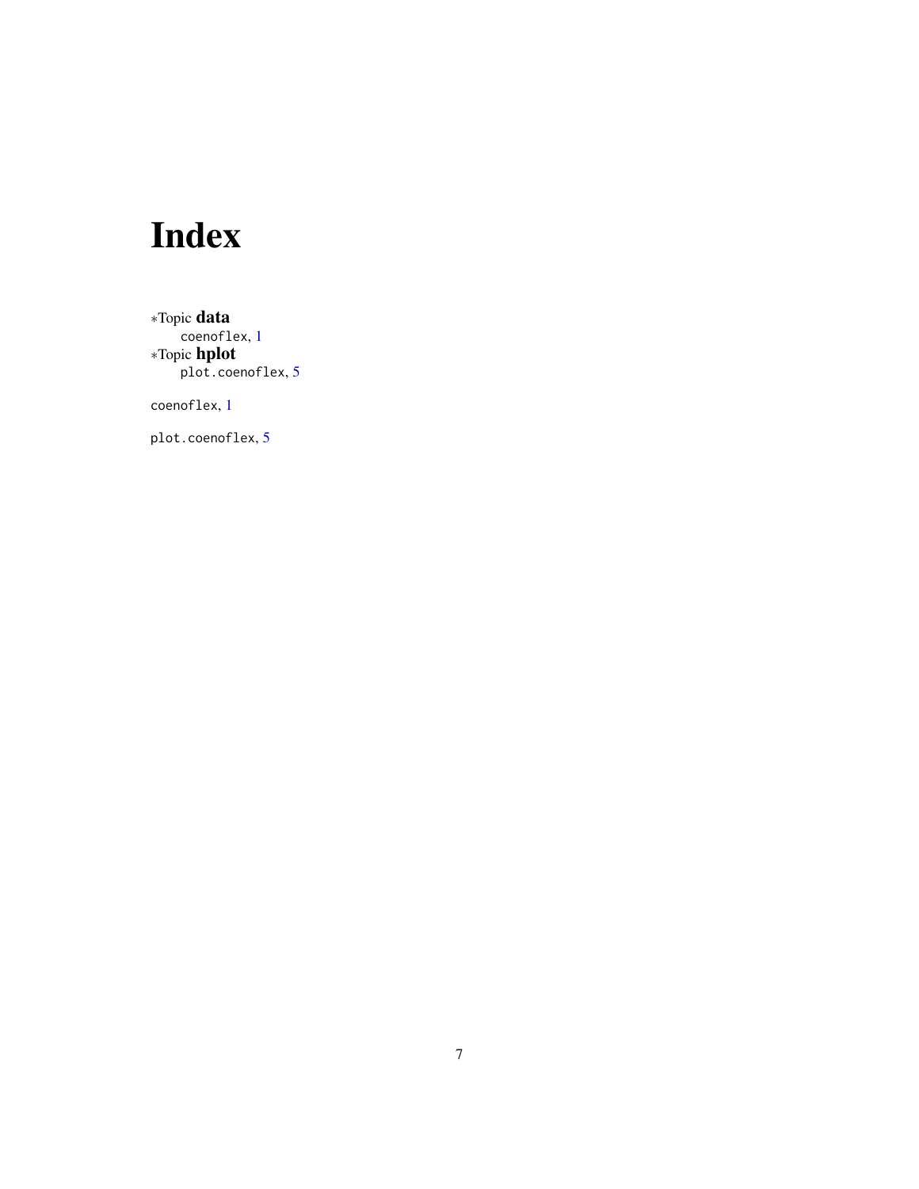# Index

*Topic **data**
    coenoflex, 1
*Topic **hplot**
    plot.coenoflex, 5

coenoflex, 1

plot.coenoflex, 5